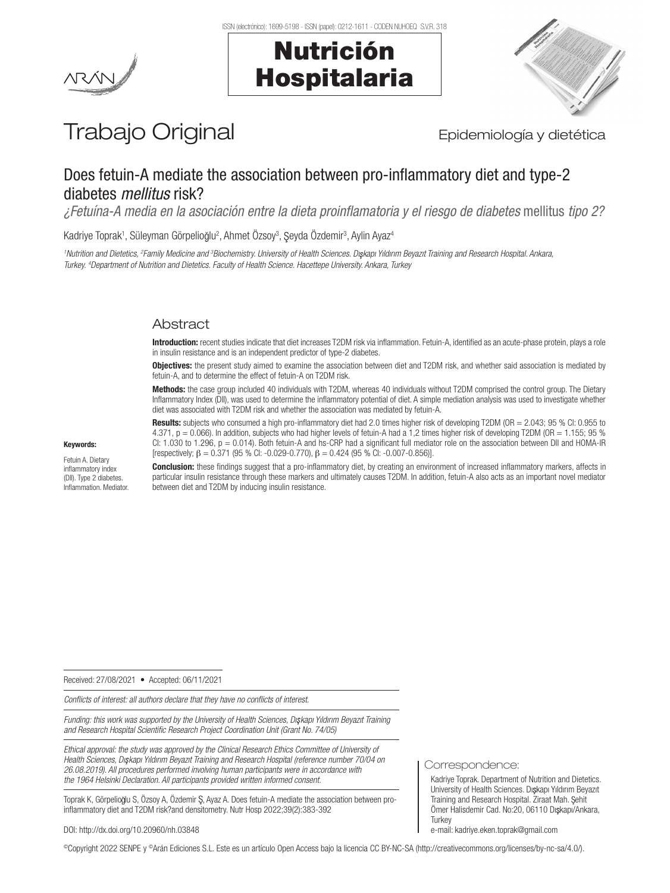Trabajo Original

Epidemiología y dietética

# Does fetuin-A mediate the association between pro-inflammatory diet and type-2 diabetes *mellitus* risk?

*¿Fetuína-A media en la asociación entre la dieta proinflamatoria y el riesgo de diabetes* mellitus *tipo 2?*

Kadriye Toprak[1], Süleyman Görpelioğlu[2], Ahmet Özsoy[3], Şeyda Özdemir[3], Aylin Ayaz[4]

[1]Nutrition and Dietetics, [2]Family Medicine and [3]Biochemistry. University of Health Sciences. Dışkapı Yıldırım Beyazıt Training and Research Hospital. Ankara, Turkey. [4]Department of Nutrition and Dietetics. Faculty of Health Science. Hacettepe University. Ankara, Turkey

## Abstract

**Introduction:** recent studies indicate that diet increases T2DM risk via inflammation. Fetuin-A, identified as an acute-phase protein, plays a role in insulin resistance and is an independent predictor of type-2 diabetes.

**Objectives:** the present study aimed to examine the association between diet and T2DM risk, and whether said association is mediated by fetuin-A, and to determine the effect of fetuin-A on T2DM risk.

**Methods:** the case group included 40 individuals with T2DM, whereas 40 individuals without T2DM comprised the control group. The Dietary Inflammatory Index (DII), was used to determine the inflammatory potential of diet. A simple mediation analysis was used to investigate whether diet was associated with T2DM risk and whether the association was mediated by fetuin-A.

**Results:** subjects who consumed a high pro-inflammatory diet had 2.0 times higher risk of developing T2DM (OR = 2.043; 95 % CI: 0.955 to 4.371, p = 0.066). In addition, subjects who had higher levels of fetuin-A had a 1,2 times higher risk of developing T2DM (OR = 1.155; 95 % CI: 1.030 to 1.296, p = 0.014). Both fetuin-A and hs-CRP had a significant full mediator role on the association between DII and HOMA-IR [respectively; $\beta$ = 0.371 (95 % CI: -0.029-0.770), $\beta$ = 0.424 (95 % CI: -0.007-0.856)].

**Conclusion:** these findings suggest that a pro-inflammatory diet, by creating an environment of increased inflammatory markers, affects in particular insulin resistance through these markers and ultimately causes T2DM. In addition, fetuin-A also acts as an important novel mediator between diet and T2DM by inducing insulin resistance.

**Keywords:**

Fetuin A. Dietary inflammatory index (DII). Type 2 diabetes. Inflammation. Mediator.

Received: 27/08/2021 • Accepted: 06/11/2021

*Conflicts of interest: all authors declare that they have no conflicts of interest.*

*Funding: this work was supported by the University of Health Sciences, Dışkapı Yıldırım Beyazıt Training and Research Hospital Scientific Research Project Coordination Unit (Grant No. 74/05)*

*Ethical approval: the study was approved by the Clinical Research Ethics Committee of University of Health Sciences, Dışkapı Yıldırım Beyazıt Training and Research Hospital (reference number 70/04 on 26.08.2019). All procedures performed involving human participants were in accordance with the 1964 Helsinki Declaration. All participants provided written informed consent.*

Toprak K, Görpelioğlu S, Özsoy A, Özdemir Ş, Ayaz A. Does fetuin-A mediate the association between pro-inflammatory diet and T2DM risk?and densitometry. Nutr Hosp 2022;39(2):383-392

DOI: http://dx.doi.org/10.20960/nh.03848

Correspondence:

Kadriye Toprak. Department of Nutrition and Dietetics. University of Health Sciences. Dışkapı Yıldırım Beyazıt Training and Research Hospital. Ziraat Mah. Şehit Ömer Halisdemir Cad. No:20, 06110 Dışkapı/Ankara, Turkey

e-mail: kadriye.eken.toprak@gmail.com

©Copyright 2022 SENPE y ©Arán Ediciones S.L. Este es un artículo Open Access bajo la licencia CC BY-NC-SA (http://creativecommons.org/licenses/by-nc-sa/4.0/).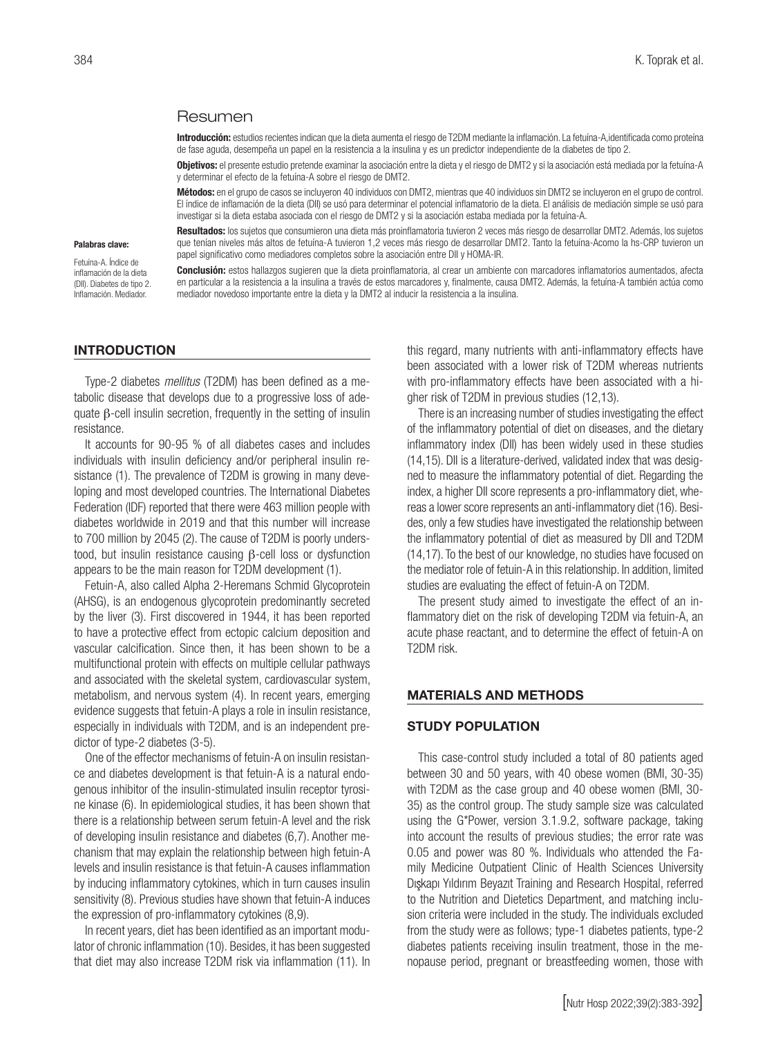## Resumen

**Introducción:** estudios recientes indican que la dieta aumenta el riesgo de T2DM mediante la inflamación. La fetuína-A,identificada como proteína de fase aguda, desempeña un papel en la resistencia a la insulina y es un predictor independiente de la diabetes de tipo 2.

**Objetivos:** el presente estudio pretende examinar la asociación entre la dieta y el riesgo de DMT2 y si la asociación está mediada por la fetuína-A y determinar el efecto de la fetuína-A sobre el riesgo de DMT2.

**Métodos:** en el grupo de casos se incluyeron 40 individuos con DMT2, mientras que 40 individuos sin DMT2 se incluyeron en el grupo de control. El índice de inflamación de la dieta (DII) se usó para determinar el potencial inflamatorio de la dieta. El análisis de mediación simple se usó para investigar si la dieta estaba asociada con el riesgo de DMT2 y si la asociación estaba mediada por la fetuína-A.

**Resultados:** los sujetos que consumieron una dieta más proinflamatoria tuvieron 2 veces más riesgo de desarrollar DMT2. Además, los sujetos que tenían niveles más altos de fetuína-A tuvieron 1,2 veces más riesgo de desarrollar DMT2. Tanto la fetuína-Acomo la hs-CRP tuvieron un papel significativo como mediadores completos sobre la asociación entre DII y HOMA-IR.

**Conclusión:** estos hallazgos sugieren que la dieta proinflamatoria, al crear un ambiente con marcadores inflamatorios aumentados, afecta en particular a la resistencia a la insulina a través de estos marcadores y, finalmente, causa DMT2. Además, la fetuína-A también actúa como mediador novedoso importante entre la dieta y la DMT2 al inducir la resistencia a la insulina.

**Palabras clave:**

Fetuína-A. Índice de inflamación de la dieta (DII). Diabetes de tipo 2. Inflamación. Mediador.

## INTRODUCTION

Type-2 diabetes *mellitus* (T2DM) has been defined as a metabolic disease that develops due to a progressive loss of adequate $\beta$-cell insulin secretion, frequently in the setting of insulin resistance.

It accounts for 90-95 % of all diabetes cases and includes individuals with insulin deficiency and/or peripheral insulin resistance (1). The prevalence of T2DM is growing in many developing and most developed countries. The International Diabetes Federation (IDF) reported that there were 463 million people with diabetes worldwide in 2019 and that this number will increase to 700 million by 2045 (2). The cause of T2DM is poorly understood, but insulin resistance causing $\beta$-cell loss or dysfunction appears to be the main reason for T2DM development (1).

Fetuin-A, also called Alpha 2-Heremans Schmid Glycoprotein (AHSG), is an endogenous glycoprotein predominantly secreted by the liver (3). First discovered in 1944, it has been reported to have a protective effect from ectopic calcium deposition and vascular calcification. Since then, it has been shown to be a multifunctional protein with effects on multiple cellular pathways and associated with the skeletal system, cardiovascular system, metabolism, and nervous system (4). In recent years, emerging evidence suggests that fetuin-A plays a role in insulin resistance, especially in individuals with T2DM, and is an independent predictor of type-2 diabetes (3-5).

One of the effector mechanisms of fetuin-A on insulin resistance and diabetes development is that fetuin-A is a natural endogenous inhibitor of the insulin-stimulated insulin receptor tyrosine kinase (6). In epidemiological studies, it has been shown that there is a relationship between serum fetuin-A level and the risk of developing insulin resistance and diabetes (6,7). Another mechanism that may explain the relationship between high fetuin-A levels and insulin resistance is that fetuin-A causes inflammation by inducing inflammatory cytokines, which in turn causes insulin sensitivity (8). Previous studies have shown that fetuin-A induces the expression of pro-inflammatory cytokines (8,9).

In recent years, diet has been identified as an important modulator of chronic inflammation (10). Besides, it has been suggested that diet may also increase T2DM risk via inflammation (11). In this regard, many nutrients with anti-inflammatory effects have been associated with a lower risk of T2DM whereas nutrients with pro-inflammatory effects have been associated with a higher risk of T2DM in previous studies (12,13).

There is an increasing number of studies investigating the effect of the inflammatory potential of diet on diseases, and the dietary inflammatory index (DII) has been widely used in these studies (14,15). DII is a literature-derived, validated index that was designed to measure the inflammatory potential of diet. Regarding the index, a higher DII score represents a pro-inflammatory diet, whereas a lower score represents an anti-inflammatory diet (16). Besides, only a few studies have investigated the relationship between the inflammatory potential of diet as measured by DII and T2DM (14,17). To the best of our knowledge, no studies have focused on the mediator role of fetuin-A in this relationship. In addition, limited studies are evaluating the effect of fetuin-A on T2DM.

The present study aimed to investigate the effect of an inflammatory diet on the risk of developing T2DM via fetuin-A, an acute phase reactant, and to determine the effect of fetuin-A on T2DM risk.

## MATERIALS AND METHODS

### STUDY POPULATION

This case-control study included a total of 80 patients aged between 30 and 50 years, with 40 obese women (BMI, 30-35) with T2DM as the case group and 40 obese women (BMI, 30-35) as the control group. The study sample size was calculated using the G*Power, version 3.1.9.2, software package, taking into account the results of previous studies; the error rate was 0.05 and power was 80 %. Individuals who attended the Family Medicine Outpatient Clinic of Health Sciences University Dışkapı Yıldırım Beyazıt Training and Research Hospital, referred to the Nutrition and Dietetics Department, and matching inclusion criteria were included in the study. The individuals excluded from the study were as follows; type-1 diabetes patients, type-2 diabetes patients receiving insulin treatment, those in the menopause period, pregnant or breastfeeding women, those with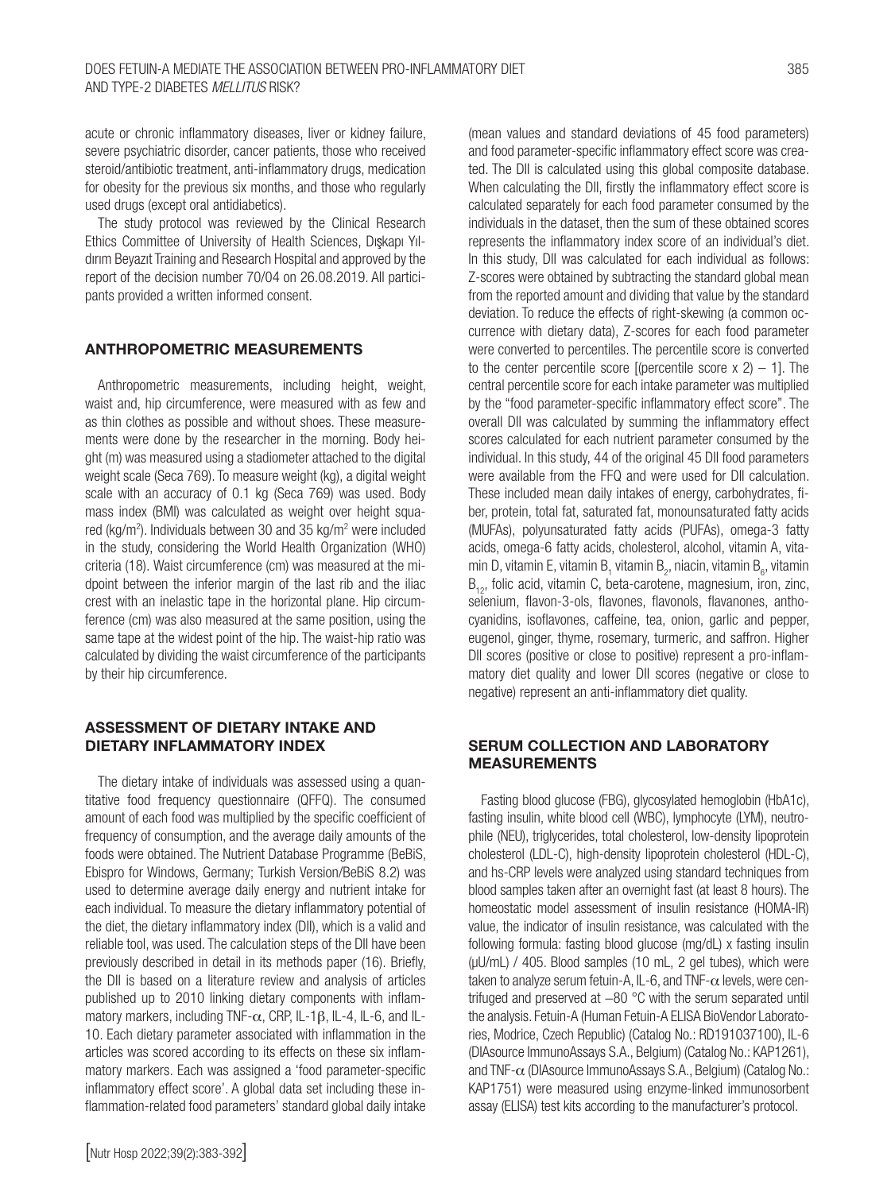acute or chronic inflammatory diseases, liver or kidney failure, severe psychiatric disorder, cancer patients, those who received steroid/antibiotic treatment, anti-inflammatory drugs, medication for obesity for the previous six months, and those who regularly used drugs (except oral antidiabetics).

The study protocol was reviewed by the Clinical Research Ethics Committee of University of Health Sciences, Dışkapı Yıldırım Beyazıt Training and Research Hospital and approved by the report of the decision number 70/04 on 26.08.2019. All participants provided a written informed consent.

## ANTHROPOMETRIC MEASUREMENTS

Anthropometric measurements, including height, weight, waist and, hip circumference, were measured with as few and as thin clothes as possible and without shoes. These measurements were done by the researcher in the morning. Body height (m) was measured using a stadiometer attached to the digital weight scale (Seca 769). To measure weight (kg), a digital weight scale with an accuracy of 0.1 kg (Seca 769) was used. Body mass index (BMI) was calculated as weight over height squared (kg/m$^2$). Individuals between 30 and 35 kg/m$^2$ were included in the study, considering the World Health Organization (WHO) criteria (18). Waist circumference (cm) was measured at the midpoint between the inferior margin of the last rib and the iliac crest with an inelastic tape in the horizontal plane. Hip circumference (cm) was also measured at the same position, using the same tape at the widest point of the hip. The waist-hip ratio was calculated by dividing the waist circumference of the participants by their hip circumference.

## ASSESSMENT OF DIETARY INTAKE AND DIETARY INFLAMMATORY INDEX

The dietary intake of individuals was assessed using a quantitative food frequency questionnaire (QFFQ). The consumed amount of each food was multiplied by the specific coefficient of frequency of consumption, and the average daily amounts of the foods were obtained. The Nutrient Database Programme (BeBiS, Ebispro for Windows, Germany; Turkish Version/BeBiS 8.2) was used to determine average daily energy and nutrient intake for each individual. To measure the dietary inflammatory potential of the diet, the dietary inflammatory index (DII), which is a valid and reliable tool, was used. The calculation steps of the DII have been previously described in detail in its methods paper (16). Briefly, the DII is based on a literature review and analysis of articles published up to 2010 linking dietary components with inflammatory markers, including TNF-$\alpha$, CRP, IL-1$\beta$, IL-4, IL-6, and IL-10. Each dietary parameter associated with inflammation in the articles was scored according to its effects on these six inflammatory markers. Each was assigned a 'food parameter-specific inflammatory effect score'. A global data set including these inflammation-related food parameters' standard global daily intake (mean values and standard deviations of 45 food parameters) and food parameter-specific inflammatory effect score was created. The DII is calculated using this global composite database. When calculating the DII, firstly the inflammatory effect score is calculated separately for each food parameter consumed by the individuals in the dataset, then the sum of these obtained scores represents the inflammatory index score of an individual's diet. In this study, DII was calculated for each individual as follows: Z-scores were obtained by subtracting the standard global mean from the reported amount and dividing that value by the standard deviation. To reduce the effects of right-skewing (a common occurrence with dietary data), Z-scores for each food parameter were converted to percentiles. The percentile score is converted to the center percentile score [(percentile score x 2) – 1]. The central percentile score for each intake parameter was multiplied by the "food parameter-specific inflammatory effect score". The overall DII was calculated by summing the inflammatory effect scores calculated for each nutrient parameter consumed by the individual. In this study, 44 of the original 45 DII food parameters were available from the FFQ and were used for DII calculation. These included mean daily intakes of energy, carbohydrates, fiber, protein, total fat, saturated fat, monounsaturated fatty acids (MUFAs), polyunsaturated fatty acids (PUFAs), omega-3 fatty acids, omega-6 fatty acids, cholesterol, alcohol, vitamin A, vitamin D, vitamin E, vitamin $B_1$ vitamin $B_2$, niacin, vitamin $B_6$, vitamin $B_{12}$, folic acid, vitamin C, beta-carotene, magnesium, iron, zinc, selenium, flavon-3-ols, flavones, flavonols, flavanones, anthocyanidins, isoflavones, caffeine, tea, onion, garlic and pepper, eugenol, ginger, thyme, rosemary, turmeric, and saffron. Higher DII scores (positive or close to positive) represent a pro-inflammatory diet quality and lower DII scores (negative or close to negative) represent an anti-inflammatory diet quality.

## SERUM COLLECTION AND LABORATORY MEASUREMENTS

Fasting blood glucose (FBG), glycosylated hemoglobin (HbA1c), fasting insulin, white blood cell (WBC), lymphocyte (LYM), neutrophile (NEU), triglycerides, total cholesterol, low-density lipoprotein cholesterol (LDL-C), high-density lipoprotein cholesterol (HDL-C), and hs-CRP levels were analyzed using standard techniques from blood samples taken after an overnight fast (at least 8 hours). The homeostatic model assessment of insulin resistance (HOMA-IR) value, the indicator of insulin resistance, was calculated with the following formula: fasting blood glucose (mg/dL) x fasting insulin (µU/mL) / 405. Blood samples (10 mL, 2 gel tubes), which were taken to analyze serum fetuin-A, IL-6, and TNF-$\alpha$ levels, were centrifuged and preserved at –80 °C with the serum separated until the analysis. Fetuin-A (Human Fetuin-A ELISA BioVendor Laboratories, Modrice, Czech Republic) (Catalog No.: RD191037100), IL-6 (DIAsource ImmunoAssays S.A., Belgium) (Catalog No.: KAP1261), and TNF-$\alpha$ (DIAsource ImmunoAssays S.A., Belgium) (Catalog No.: KAP1751) were measured using enzyme-linked immunosorbent assay (ELISA) test kits according to the manufacturer's protocol.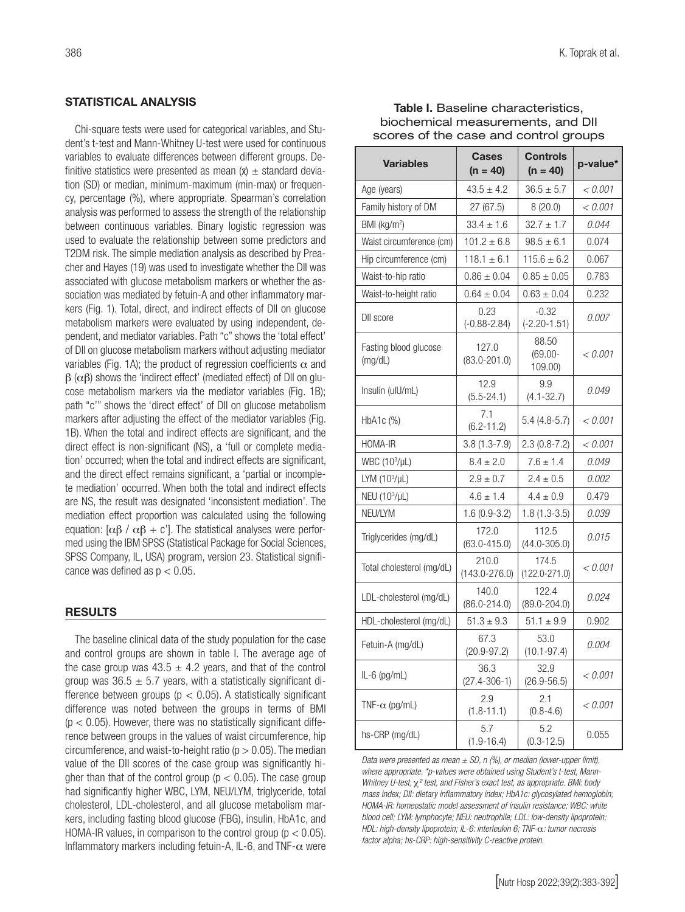## STATISTICAL ANALYSIS

Chi-square tests were used for categorical variables, and Student's t-test and Mann-Whitney U-test were used for continuous variables to evaluate differences between different groups. Definitive statistics were presented as mean ($\bar{x}$) ± standard deviation (SD) or median, minimum-maximum (min-max) or frequency, percentage (%), where appropriate. Spearman's correlation analysis was performed to assess the strength of the relationship between continuous variables. Binary logistic regression was used to evaluate the relationship between some predictors and T2DM risk. The simple mediation analysis as described by Preacher and Hayes (19) was used to investigate whether the DII was associated with glucose metabolism markers or whether the association was mediated by fetuin-A and other inflammatory markers (Fig. 1). Total, direct, and indirect effects of DII on glucose metabolism markers were evaluated by using independent, dependent, and mediator variables. Path "c" shows the 'total effect' of DII on glucose metabolism markers without adjusting mediator variables (Fig. 1A); the product of regression coefficients $\alpha$ and $\beta$ ($\alpha\beta$) shows the 'indirect effect' (mediated effect) of DII on glucose metabolism markers via the mediator variables (Fig. 1B); path "c'" shows the 'direct effect' of DII on glucose metabolism markers after adjusting the effect of the mediator variables (Fig. 1B). When the total and indirect effects are significant, and the direct effect is non-significant (NS), a 'full or complete mediation' occurred; when the total and indirect effects are significant, and the direct effect remains significant, a 'partial or incomplete mediation' occurred. When both the total and indirect effects are NS, the result was designated 'inconsistent mediation'. The mediation effect proportion was calculated using the following equation: $[\alpha\beta / \alpha\beta + c']$. The statistical analyses were performed using the IBM SPSS (Statistical Package for Social Sciences, SPSS Company, IL, USA) program, version 23. Statistical significance was defined as $p < 0.05$.

## RESULTS

The baseline clinical data of the study population for the case and control groups are shown in table I. The average age of the case group was 43.5 ± 4.2 years, and that of the control group was 36.5 ± 5.7 years, with a statistically significant difference between groups ($p < 0.05$). A statistically significant difference was noted between the groups in terms of BMI ($p < 0.05$). However, there was no statistically significant difference between groups in the values of waist circumference, hip circumference, and waist-to-height ratio ($p > 0.05$). The median value of the DII scores of the case group was significantly higher than that of the control group ($p < 0.05$). The case group had significantly higher WBC, LYM, NEU/LYM, triglyceride, total cholesterol, LDL-cholesterol, and all glucose metabolism markers, including fasting blood glucose (FBG), insulin, HbA1c, and HOMA-IR values, in comparison to the control group ($p < 0.05$). Inflammatory markers including fetuin-A, IL-6, and TNF-$\alpha$ were

**Table I.** Baseline characteristics, biochemical measurements, and DII scores of the case and control groups

| Variables | Cases (n = 40) | Controls (n = 40) | p-value* |
|---|---|---|---|
| Age (years) | 43.5 ± 4.2 | 36.5 ± 5.7 | *< 0.001* |
| Family history of DM | 27 (67.5) | 8 (20.0) | *< 0.001* |
| BMI (kg/m$^2$) | 33.4 ± 1.6 | 32.7 ± 1.7 | *0.044* |
| Waist circumference (cm) | 101.2 ± 6.8 | 98.5 ± 6.1 | 0.074 |
| Hip circumference (cm) | 118.1 ± 6.1 | 115.6 ± 6.2 | 0.067 |
| Waist-to-hip ratio | 0.86 ± 0.04 | 0.85 ± 0.05 | 0.783 |
| Waist-to-height ratio | 0.64 ± 0.04 | 0.63 ± 0.04 | 0.232 |
| DII score | 0.23 (-0.88-2.84) | -0.32 (-2.20-1.51) | *0.007* |
| Fasting blood glucose (mg/dL) | 127.0 (83.0-201.0) | 88.50 (69.00-109.00) | *< 0.001* |
| Insulin (uIU/mL) | 12.9 (5.5-24.1) | 9.9 (4.1-32.7) | *0.049* |
| HbA1c (%) | 7.1 (6.2-11.2) | 5.4 (4.8-5.7) | *< 0.001* |
| HOMA-IR | 3.8 (1.3-7.9) | 2.3 (0.8-7.2) | *< 0.001* |
| WBC (10$^3$/µL) | 8.4 ± 2.0 | 7.6 ± 1.4 | *0.049* |
| LYM (10$^3$/µL) | 2.9 ± 0.7 | 2.4 ± 0.5 | *0.002* |
| NEU (10$^3$/µL) | 4.6 ± 1.4 | 4.4 ± 0.9 | 0.479 |
| NEU/LYM | 1.6 (0.9-3.2) | 1.8 (1.3-3.5) | *0.039* |
| Triglycerides (mg/dL) | 172.0 (63.0-415.0) | 112.5 (44.0-305.0) | *0.015* |
| Total cholesterol (mg/dL) | 210.0 (143.0-276.0) | 174.5 (122.0-271.0) | *< 0.001* |
| LDL-cholesterol (mg/dL) | 140.0 (86.0-214.0) | 122.4 (89.0-204.0) | *0.024* |
| HDL-cholesterol (mg/dL) | 51.3 ± 9.3 | 51.1 ± 9.9 | 0.902 |
| Fetuin-A (mg/dL) | 67.3 (20.9-97.2) | 53.0 (10.1-97.4) | *0.004* |
| IL-6 (pg/mL) | 36.3 (27.4-306-1) | 32.9 (26.9-56.5) | *< 0.001* |
| TNF-$\alpha$ (pg/mL) | 2.9 (1.8-11.1) | 2.1 (0.8-4.6) | *< 0.001* |
| hs-CRP (mg/dL) | 5.7 (1.9-16.4) | 5.2 (0.3-12.5) | 0.055 |

*Data were presented as mean ± SD, n (%), or median (lower-upper limit), where appropriate. \*p-values were obtained using Student's t-test, Mann-Whitney U-test, $\chi^2$ test, and Fisher's exact test, as appropriate. BMI: body mass index; DII: dietary inflammatory index; HbA1c: glycosylated hemoglobin; HOMA-IR: homeostatic model assessment of insulin resistance; WBC: white blood cell; LYM: lymphocyte; NEU: neutrophile; LDL: low-density lipoprotein; HDL: high-density lipoprotein; IL-6: interleukin 6; TNF-$\alpha$: tumor necrosis factor alpha; hs-CRP: high-sensitivity C-reactive protein.*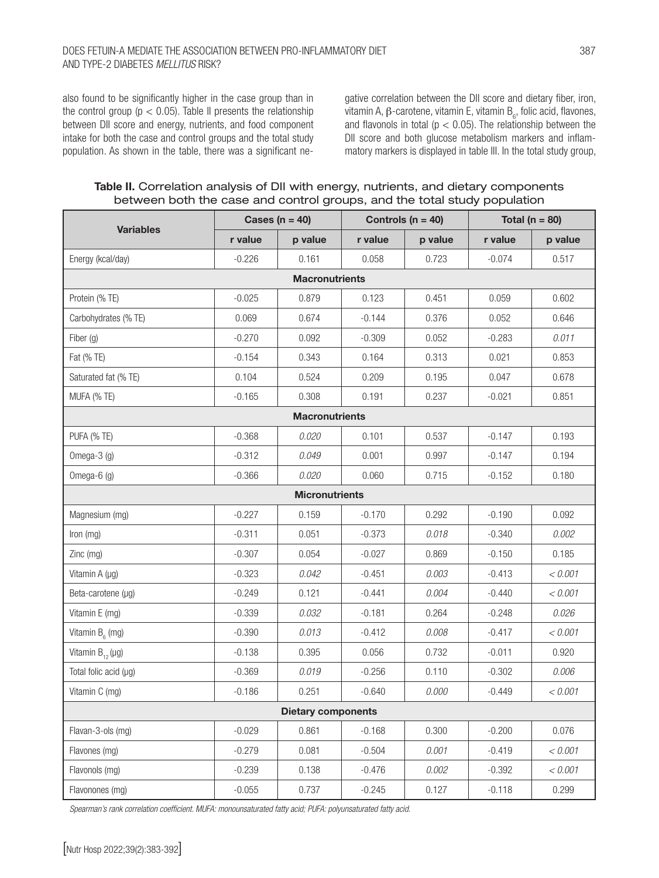also found to be significantly higher in the case group than in the control group ($p < 0.05$). Table II presents the relationship between DII score and energy, nutrients, and food component intake for both the case and control groups and the total study population. As shown in the table, there was a significant negative correlation between the DII score and dietary fiber, iron, vitamin A, β-carotene, vitamin E, vitamin $B_6$, folic acid, flavones, and flavonols in total ($p < 0.05$). The relationship between the DII score and both glucose metabolism markers and inflammatory markers is displayed in table III. In the total study group,

**Table II.** Correlation analysis of DII with energy, nutrients, and dietary components between both the case and control groups, and the total study population

| Variables | Cases (n = 40) | | Controls (n = 40) | | Total (n = 80) | |
|---|---|---|---|---|---|---|
| | r value | p value | r value | p value | r value | p value |
| Energy (kcal/day) | -0.226 | 0.161 | 0.058 | 0.723 | -0.074 | 0.517 |
| **Macronutrients** | | | | | | |
| Protein (% TE) | -0.025 | 0.879 | 0.123 | 0.451 | 0.059 | 0.602 |
| Carbohydrates (% TE) | 0.069 | 0.674 | -0.144 | 0.376 | 0.052 | 0.646 |
| Fiber (g) | -0.270 | 0.092 | -0.309 | 0.052 | -0.283 | *0.011* |
| Fat (% TE) | -0.154 | 0.343 | 0.164 | 0.313 | 0.021 | 0.853 |
| Saturated fat (% TE) | 0.104 | 0.524 | 0.209 | 0.195 | 0.047 | 0.678 |
| MUFA (% TE) | -0.165 | 0.308 | 0.191 | 0.237 | -0.021 | 0.851 |
| **Macronutrients** | | | | | | |
| PUFA (% TE) | -0.368 | *0.020* | 0.101 | 0.537 | -0.147 | 0.193 |
| Omega-3 (g) | -0.312 | *0.049* | 0.001 | 0.997 | -0.147 | 0.194 |
| Omega-6 (g) | -0.366 | *0.020* | 0.060 | 0.715 | -0.152 | 0.180 |
| **Micronutrients** | | | | | | |
| Magnesium (mg) | -0.227 | 0.159 | -0.170 | 0.292 | -0.190 | 0.092 |
| Iron (mg) | -0.311 | 0.051 | -0.373 | *0.018* | -0.340 | *0.002* |
| Zinc (mg) | -0.307 | 0.054 | -0.027 | 0.869 | -0.150 | 0.185 |
| Vitamin A (µg) | -0.323 | *0.042* | -0.451 | *0.003* | -0.413 | *< 0.001* |
| Beta-carotene (µg) | -0.249 | 0.121 | -0.441 | *0.004* | -0.440 | *< 0.001* |
| Vitamin E (mg) | -0.339 | *0.032* | -0.181 | 0.264 | -0.248 | *0.026* |
| Vitamin $B_6$ (mg) | -0.390 | *0.013* | -0.412 | *0.008* | -0.417 | *< 0.001* |
| Vitamin $B_{12}$ (µg) | -0.138 | 0.395 | 0.056 | 0.732 | -0.011 | 0.920 |
| Total folic acid (µg) | -0.369 | *0.019* | -0.256 | 0.110 | -0.302 | *0.006* |
| Vitamin C (mg) | -0.186 | 0.251 | -0.640 | *0.000* | -0.449 | *< 0.001* |
| **Dietary components** | | | | | | |
| Flavan-3-ols (mg) | -0.029 | 0.861 | -0.168 | 0.300 | -0.200 | 0.076 |
| Flavones (mg) | -0.279 | 0.081 | -0.504 | *0.001* | -0.419 | *< 0.001* |
| Flavonols (mg) | -0.239 | 0.138 | -0.476 | *0.002* | -0.392 | *< 0.001* |
| Flavonones (mg) | -0.055 | 0.737 | -0.245 | 0.127 | -0.118 | 0.299 |

*Spearman's rank correlation coefficient. MUFA: monounsaturated fatty acid; PUFA: polyunsaturated fatty acid.*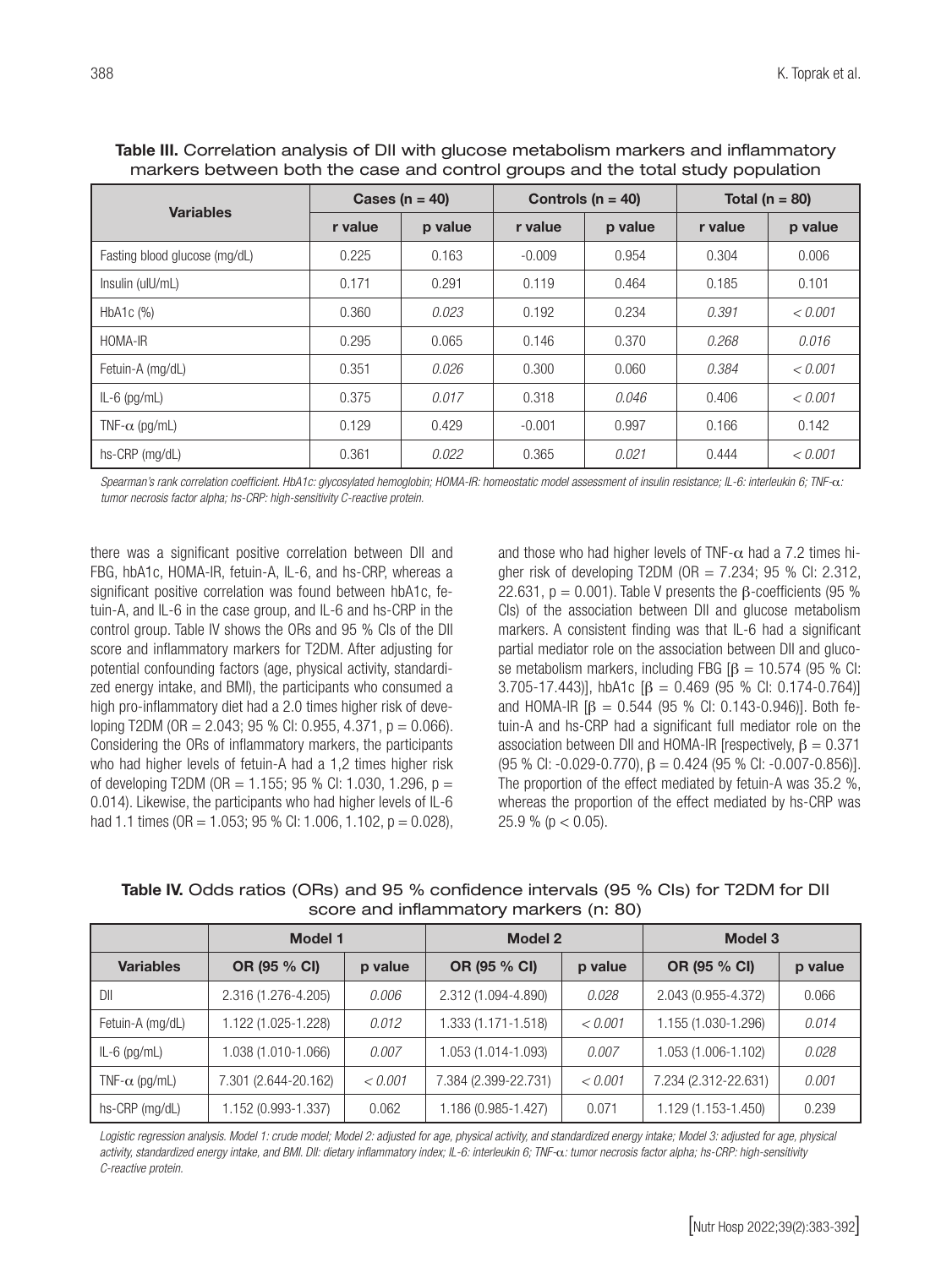**Table III.** Correlation analysis of DII with glucose metabolism markers and inflammatory markers between both the case and control groups and the total study population

| Variables | Cases (n = 40) | | Controls (n = 40) | | Total (n = 80) | |
|---|---|---|---|---|---|---|
| | r value | p value | r value | p value | r value | p value |
| Fasting blood glucose (mg/dL) | 0.225 | 0.163 | -0.009 | 0.954 | 0.304 | 0.006 |
| Insulin (uIU/mL) | 0.171 | 0.291 | 0.119 | 0.464 | 0.185 | 0.101 |
| HbA1c (%) | 0.360 | *0.023* | 0.192 | 0.234 | *0.391* | *< 0.001* |
| HOMA-IR | 0.295 | 0.065 | 0.146 | 0.370 | *0.268* | *0.016* |
| Fetuin-A (mg/dL) | 0.351 | *0.026* | 0.300 | 0.060 | *0.384* | *< 0.001* |
| IL-6 (pg/mL) | 0.375 | *0.017* | 0.318 | *0.046* | 0.406 | *< 0.001* |
| TNF-α (pg/mL) | 0.129 | 0.429 | -0.001 | 0.997 | 0.166 | 0.142 |
| hs-CRP (mg/dL) | 0.361 | *0.022* | 0.365 | *0.021* | 0.444 | *< 0.001* |

*Spearman's rank correlation coefficient. HbA1c: glycosylated hemoglobin; HOMA-IR: homeostatic model assessment of insulin resistance; IL-6: interleukin 6; TNF-α: tumor necrosis factor alpha; hs-CRP: high-sensitivity C-reactive protein.*

there was a significant positive correlation between DII and FBG, hbA1c, HOMA-IR, fetuin-A, IL-6, and hs-CRP, whereas a significant positive correlation was found between hbA1c, fetuin-A, and IL-6 in the case group, and IL-6 and hs-CRP in the control group. Table IV shows the ORs and 95 % CIs of the DII score and inflammatory markers for T2DM. After adjusting for potential confounding factors (age, physical activity, standardized energy intake, and BMI), the participants who consumed a high pro-inflammatory diet had a 2.0 times higher risk of developing T2DM (OR = 2.043; 95 % CI: 0.955, 4.371, p = 0.066). Considering the ORs of inflammatory markers, the participants who had higher levels of fetuin-A had a 1,2 times higher risk of developing T2DM (OR = 1.155; 95 % CI: 1.030, 1.296, p = 0.014). Likewise, the participants who had higher levels of IL-6 had 1.1 times (OR = 1.053; 95 % CI: 1.006, 1.102, p = 0.028), and those who had higher levels of TNF-α had a 7.2 times higher risk of developing T2DM (OR = 7.234; 95 % CI: 2.312, 22.631, p = 0.001). Table V presents the β-coefficients (95 % CIs) of the association between DII and glucose metabolism markers. A consistent finding was that IL-6 had a significant partial mediator role on the association between DII and glucose metabolism markers, including FBG [β = 10.574 (95 % CI: 3.705-17.443)], hbA1c [β = 0.469 (95 % CI: 0.174-0.764)] and HOMA-IR [β = 0.544 (95 % CI: 0.143-0.946)]. Both fetuin-A and hs-CRP had a significant full mediator role on the association between DII and HOMA-IR [respectively, β = 0.371 (95 % CI: -0.029-0.770), β = 0.424 (95 % CI: -0.007-0.856)]. The proportion of the effect mediated by fetuin-A was 35.2 %, whereas the proportion of the effect mediated by hs-CRP was 25.9 % (p < 0.05).

**Table IV.** Odds ratios (ORs) and 95 % confidence intervals (95 % CIs) for T2DM for DII score and inflammatory markers (n: 80)

| | Model 1 | | Model 2 | | Model 3 | |
|---|---|---|---|---|---|---|
| Variables | OR (95 % CI) | p value | OR (95 % CI) | p value | OR (95 % CI) | p value |
| DII | 2.316 (1.276-4.205) | *0.006* | 2.312 (1.094-4.890) | *0.028* | 2.043 (0.955-4.372) | 0.066 |
| Fetuin-A (mg/dL) | 1.122 (1.025-1.228) | *0.012* | 1.333 (1.171-1.518) | *< 0.001* | 1.155 (1.030-1.296) | *0.014* |
| IL-6 (pg/mL) | 1.038 (1.010-1.066) | *0.007* | 1.053 (1.014-1.093) | *0.007* | 1.053 (1.006-1.102) | *0.028* |
| TNF-α (pg/mL) | 7.301 (2.644-20.162) | *< 0.001* | 7.384 (2.399-22.731) | *< 0.001* | 7.234 (2.312-22.631) | *0.001* |
| hs-CRP (mg/dL) | 1.152 (0.993-1.337) | 0.062 | 1.186 (0.985-1.427) | 0.071 | 1.129 (1.153-1.450) | 0.239 |

*Logistic regression analysis. Model 1: crude model; Model 2: adjusted for age, physical activity, and standardized energy intake; Model 3: adjusted for age, physical activity, standardized energy intake, and BMI. DII: dietary inflammatory index; IL-6: interleukin 6; TNF-α: tumor necrosis factor alpha; hs-CRP: high-sensitivity C-reactive protein.*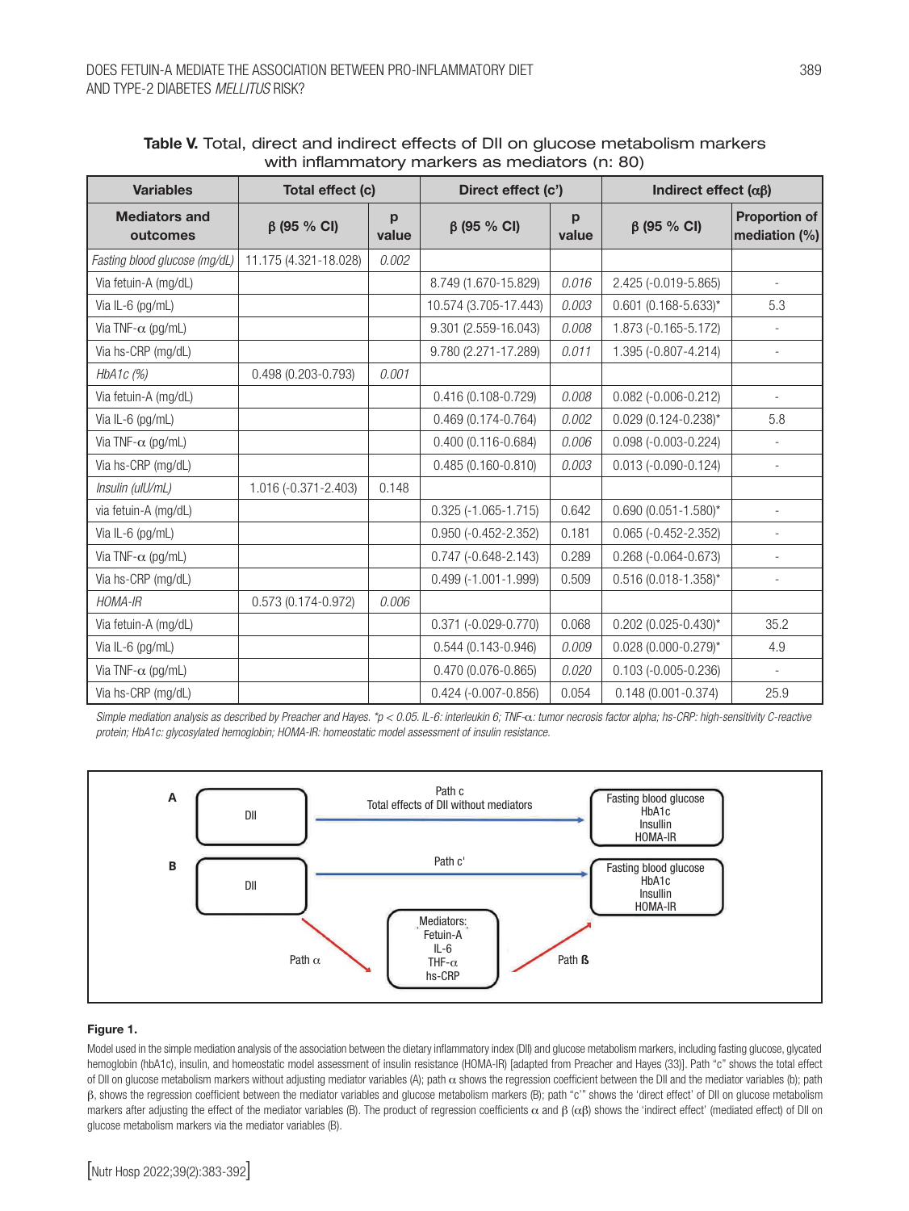**Table V.** Total, direct and indirect effects of DII on glucose metabolism markers with inflammatory markers as mediators (n: 80)

| Variables | Total effect (c) | | Direct effect (c') | | Indirect effect (αβ) | |
|---|---|---|---|---|---|---|
| Mediators and outcomes | β (95 % CI) | p value | β (95 % CI) | p value | β (95 % CI) | Proportion of mediation (%) |
| *Fasting blood glucose (mg/dL)* | 11.175 (4.321-18.028) | *0.002* | | | | |
| Via fetuin-A (mg/dL) | | | 8.749 (1.670-15.829) | *0.016* | 2.425 (-0.019-5.865) | - |
| Via IL-6 (pg/mL) | | | 10.574 (3.705-17.443) | *0.003* | 0.601 (0.168-5.633)* | 5.3 |
| Via TNF-α (pg/mL) | | | 9.301 (2.559-16.043) | *0.008* | 1.873 (-0.165-5.172) | - |
| Via hs-CRP (mg/dL) | | | 9.780 (2.271-17.289) | *0.011* | 1.395 (-0.807-4.214) | - |
| *HbA1c (%)* | 0.498 (0.203-0.793) | *0.001* | | | | |
| Via fetuin-A (mg/dL) | | | 0.416 (0.108-0.729) | *0.008* | 0.082 (-0.006-0.212) | - |
| Via IL-6 (pg/mL) | | | 0.469 (0.174-0.764) | *0.002* | 0.029 (0.124-0.238)* | 5.8 |
| Via TNF-α (pg/mL) | | | 0.400 (0.116-0.684) | *0.006* | 0.098 (-0.003-0.224) | - |
| Via hs-CRP (mg/dL) | | | 0.485 (0.160-0.810) | *0.003* | 0.013 (-0.090-0.124) | - |
| *Insulin (uIU/mL)* | 1.016 (-0.371-2.403) | 0.148 | | | | |
| via fetuin-A (mg/dL) | | | 0.325 (-1.065-1.715) | 0.642 | 0.690 (0.051-1.580)* | - |
| Via IL-6 (pg/mL) | | | 0.950 (-0.452-2.352) | 0.181 | 0.065 (-0.452-2.352) | - |
| Via TNF-α (pg/mL) | | | 0.747 (-0.648-2.143) | 0.289 | 0.268 (-0.064-0.673) | - |
| Via hs-CRP (mg/dL) | | | 0.499 (-1.001-1.999) | 0.509 | 0.516 (0.018-1.358)* | - |
| *HOMA-IR* | 0.573 (0.174-0.972) | *0.006* | | | | |
| Via fetuin-A (mg/dL) | | | 0.371 (-0.029-0.770) | 0.068 | 0.202 (0.025-0.430)* | 35.2 |
| Via IL-6 (pg/mL) | | | 0.544 (0.143-0.946) | *0.009* | 0.028 (0.000-0.279)* | 4.9 |
| Via TNF-α (pg/mL) | | | 0.470 (0.076-0.865) | *0.020* | 0.103 (-0.005-0.236) | - |
| Via hs-CRP (mg/dL) | | | 0.424 (-0.007-0.856) | 0.054 | 0.148 (0.001-0.374) | 25.9 |

*Simple mediation analysis as described by Preacher and Hayes. \*p < 0.05. IL-6: interleukin 6; TNF-α: tumor necrosis factor alpha; hs-CRP: high-sensitivity C-reactive protein; HbA1c: glycosylated hemoglobin; HOMA-IR: homeostatic model assessment of insulin resistance.*

**Figure 1.**

Model used in the simple mediation analysis of the association between the dietary inflammatory index (DII) and glucose metabolism markers, including fasting glucose, glycated hemoglobin (hbA1c), insulin, and homeostatic model assessment of insulin resistance (HOMA-IR) [adapted from Preacher and Hayes (33)]. Path "c" shows the total effect of DII on glucose metabolism markers without adjusting mediator variables (A); path α shows the regression coefficient between the DII and the mediator variables (b); path β, shows the regression coefficient between the mediator variables and glucose metabolism markers (B); path "c'" shows the 'direct effect' of DII on glucose metabolism markers after adjusting the effect of the mediator variables (B). The product of regression coefficients α and β (αβ) shows the 'indirect effect' (mediated effect) of DII on glucose metabolism markers via the mediator variables (B).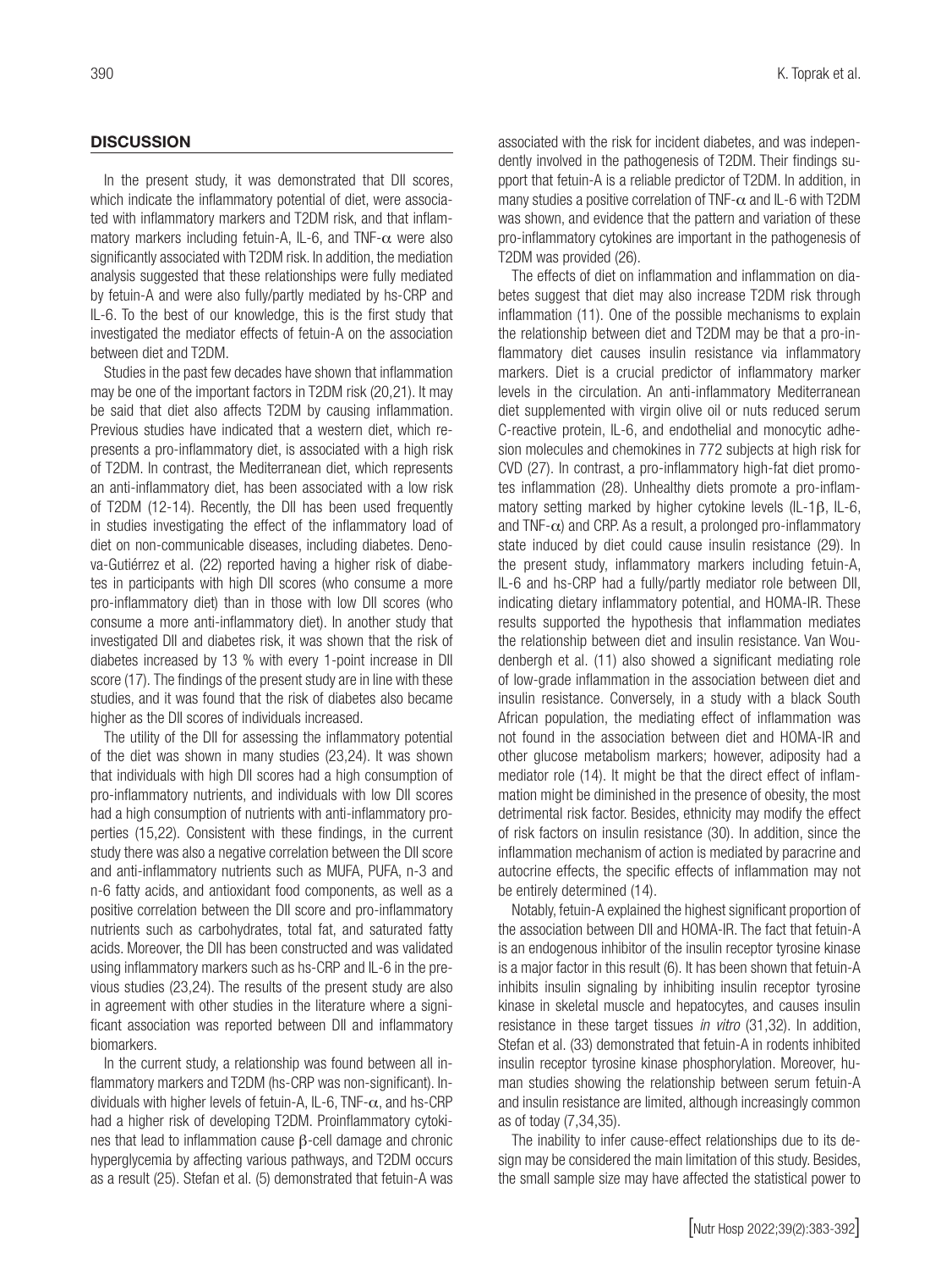## DISCUSSION

In the present study, it was demonstrated that DII scores, which indicate the inflammatory potential of diet, were associated with inflammatory markers and T2DM risk, and that inflammatory markers including fetuin-A, IL-6, and TNF-$\alpha$ were also significantly associated with T2DM risk. In addition, the mediation analysis suggested that these relationships were fully mediated by fetuin-A and were also fully/partly mediated by hs-CRP and IL-6. To the best of our knowledge, this is the first study that investigated the mediator effects of fetuin-A on the association between diet and T2DM.

Studies in the past few decades have shown that inflammation may be one of the important factors in T2DM risk (20,21). It may be said that diet also affects T2DM by causing inflammation. Previous studies have indicated that a western diet, which represents a pro-inflammatory diet, is associated with a high risk of T2DM. In contrast, the Mediterranean diet, which represents an anti-inflammatory diet, has been associated with a low risk of T2DM (12-14). Recently, the DII has been used frequently in studies investigating the effect of the inflammatory load of diet on non-communicable diseases, including diabetes. Denova-Gutiérrez et al. (22) reported having a higher risk of diabetes in participants with high DII scores (who consume a more pro-inflammatory diet) than in those with low DII scores (who consume a more anti-inflammatory diet). In another study that investigated DII and diabetes risk, it was shown that the risk of diabetes increased by 13 % with every 1-point increase in DII score (17). The findings of the present study are in line with these studies, and it was found that the risk of diabetes also became higher as the DII scores of individuals increased.

The utility of the DII for assessing the inflammatory potential of the diet was shown in many studies (23,24). It was shown that individuals with high DII scores had a high consumption of pro-inflammatory nutrients, and individuals with low DII scores had a high consumption of nutrients with anti-inflammatory properties (15,22). Consistent with these findings, in the current study there was also a negative correlation between the DII score and anti-inflammatory nutrients such as MUFA, PUFA, n-3 and n-6 fatty acids, and antioxidant food components, as well as a positive correlation between the DII score and pro-inflammatory nutrients such as carbohydrates, total fat, and saturated fatty acids. Moreover, the DII has been constructed and was validated using inflammatory markers such as hs-CRP and IL-6 in the previous studies (23,24). The results of the present study are also in agreement with other studies in the literature where a significant association was reported between DII and inflammatory biomarkers.

In the current study, a relationship was found between all inflammatory markers and T2DM (hs-CRP was non-significant). Individuals with higher levels of fetuin-A, IL-6, TNF-$\alpha$, and hs-CRP had a higher risk of developing T2DM. Proinflammatory cytokines that lead to inflammation cause $\beta$-cell damage and chronic hyperglycemia by affecting various pathways, and T2DM occurs as a result (25). Stefan et al. (5) demonstrated that fetuin-A was associated with the risk for incident diabetes, and was independently involved in the pathogenesis of T2DM. Their findings support that fetuin-A is a reliable predictor of T2DM. In addition, in many studies a positive correlation of TNF-$\alpha$ and IL-6 with T2DM was shown, and evidence that the pattern and variation of these pro-inflammatory cytokines are important in the pathogenesis of T2DM was provided (26).

The effects of diet on inflammation and inflammation on diabetes suggest that diet may also increase T2DM risk through inflammation (11). One of the possible mechanisms to explain the relationship between diet and T2DM may be that a pro-inflammatory diet causes insulin resistance via inflammatory markers. Diet is a crucial predictor of inflammatory marker levels in the circulation. An anti-inflammatory Mediterranean diet supplemented with virgin olive oil or nuts reduced serum C-reactive protein, IL-6, and endothelial and monocytic adhesion molecules and chemokines in 772 subjects at high risk for CVD (27). In contrast, a pro-inflammatory high-fat diet promotes inflammation (28). Unhealthy diets promote a pro-inflammatory setting marked by higher cytokine levels (IL-1$\beta$, IL-6, and TNF-$\alpha$) and CRP. As a result, a prolonged pro-inflammatory state induced by diet could cause insulin resistance (29). In the present study, inflammatory markers including fetuin-A, IL-6 and hs-CRP had a fully/partly mediator role between DII, indicating dietary inflammatory potential, and HOMA-IR. These results supported the hypothesis that inflammation mediates the relationship between diet and insulin resistance. Van Woudenbergh et al. (11) also showed a significant mediating role of low-grade inflammation in the association between diet and insulin resistance. Conversely, in a study with a black South African population, the mediating effect of inflammation was not found in the association between diet and HOMA-IR and other glucose metabolism markers; however, adiposity had a mediator role (14). It might be that the direct effect of inflammation might be diminished in the presence of obesity, the most detrimental risk factor. Besides, ethnicity may modify the effect of risk factors on insulin resistance (30). In addition, since the inflammation mechanism of action is mediated by paracrine and autocrine effects, the specific effects of inflammation may not be entirely determined (14).

Notably, fetuin-A explained the highest significant proportion of the association between DII and HOMA-IR. The fact that fetuin-A is an endogenous inhibitor of the insulin receptor tyrosine kinase is a major factor in this result (6). It has been shown that fetuin-A inhibits insulin signaling by inhibiting insulin receptor tyrosine kinase in skeletal muscle and hepatocytes, and causes insulin resistance in these target tissues *in vitro* (31,32). In addition, Stefan et al. (33) demonstrated that fetuin-A in rodents inhibited insulin receptor tyrosine kinase phosphorylation. Moreover, human studies showing the relationship between serum fetuin-A and insulin resistance are limited, although increasingly common as of today (7,34,35).

The inability to infer cause-effect relationships due to its design may be considered the main limitation of this study. Besides, the small sample size may have affected the statistical power to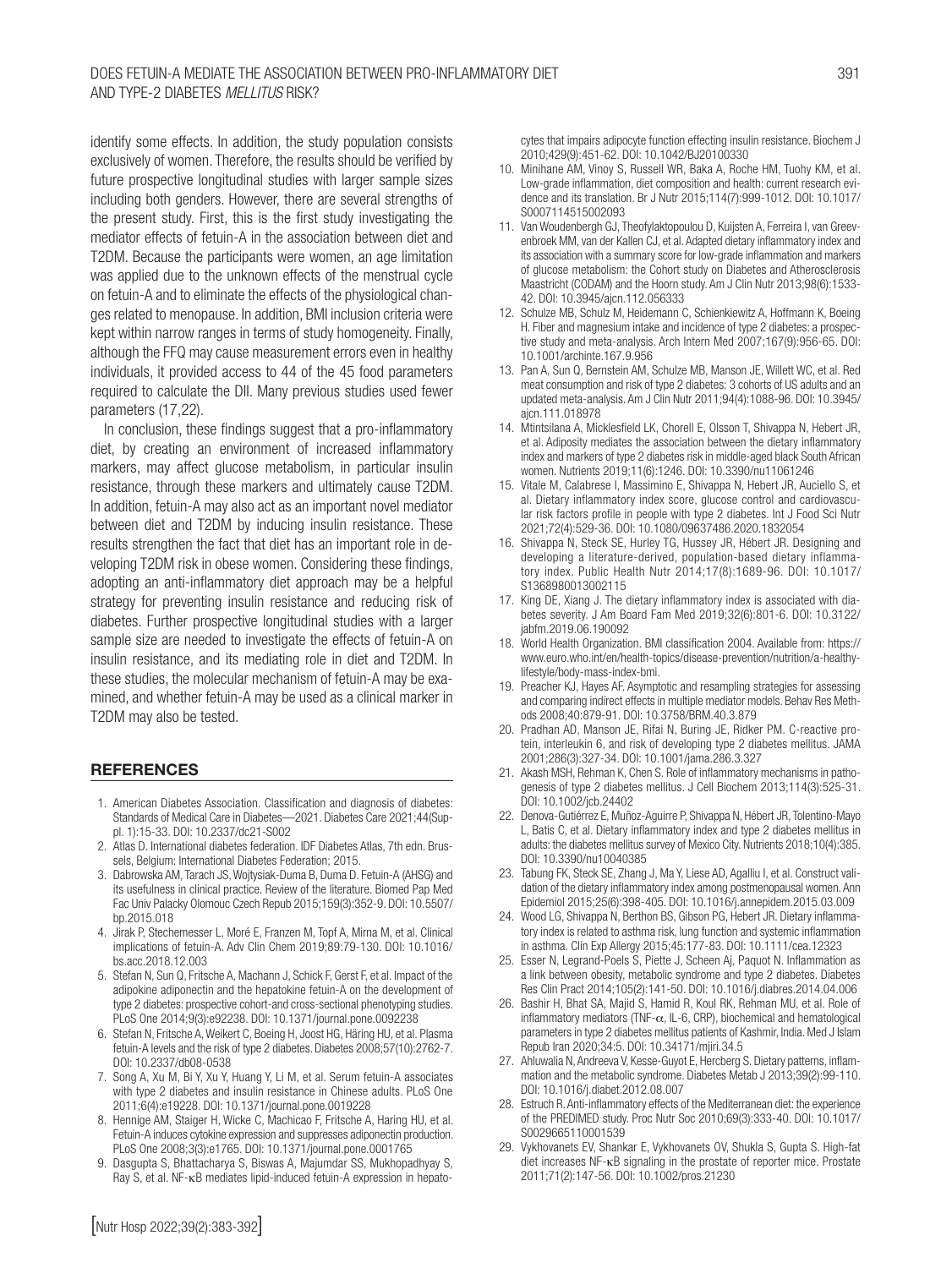identify some effects. In addition, the study population consists exclusively of women. Therefore, the results should be verified by future prospective longitudinal studies with larger sample sizes including both genders. However, there are several strengths of the present study. First, this is the first study investigating the mediator effects of fetuin-A in the association between diet and T2DM. Because the participants were women, an age limitation was applied due to the unknown effects of the menstrual cycle on fetuin-A and to eliminate the effects of the physiological changes related to menopause. In addition, BMI inclusion criteria were kept within narrow ranges in terms of study homogeneity. Finally, although the FFQ may cause measurement errors even in healthy individuals, it provided access to 44 of the 45 food parameters required to calculate the DII. Many previous studies used fewer parameters (17,22).

In conclusion, these findings suggest that a pro-inflammatory diet, by creating an environment of increased inflammatory markers, may affect glucose metabolism, in particular insulin resistance, through these markers and ultimately cause T2DM. In addition, fetuin-A may also act as an important novel mediator between diet and T2DM by inducing insulin resistance. These results strengthen the fact that diet has an important role in developing T2DM risk in obese women. Considering these findings, adopting an anti-inflammatory diet approach may be a helpful strategy for preventing insulin resistance and reducing risk of diabetes. Further prospective longitudinal studies with a larger sample size are needed to investigate the effects of fetuin-A on insulin resistance, and its mediating role in diet and T2DM. In these studies, the molecular mechanism of fetuin-A may be examined, and whether fetuin-A may be used as a clinical marker in T2DM may also be tested.

## REFERENCES

1. American Diabetes Association. Classification and diagnosis of diabetes: Standards of Medical Care in Diabetes—2021. Diabetes Care 2021;44(Suppl. 1):15-33. DOI: 10.2337/dc21-S002
2. Atlas D. International diabetes federation. IDF Diabetes Atlas, 7th edn. Brussels, Belgium: International Diabetes Federation; 2015.
3. Dabrowska AM, Tarach JS, Wojtysiak-Duma B, Duma D. Fetuin-A (AHSG) and its usefulness in clinical practice. Review of the literature. Biomed Pap Med Fac Univ Palacky Olomouc Czech Repub 2015;159(3):352-9. DOI: 10.5507/bp.2015.018
4. Jirak P, Stechemesser L, Moré E, Franzen M, Topf A, Mirna M, et al. Clinical implications of fetuin-A. Adv Clin Chem 2019;89:79-130. DOI: 10.1016/bs.acc.2018.12.003
5. Stefan N, Sun Q, Fritsche A, Machann J, Schick F, Gerst F, et al. Impact of the adipokine adiponectin and the hepatokine fetuin-A on the development of type 2 diabetes: prospective cohort-and cross-sectional phenotyping studies. PLoS One 2014;9(3):e92238. DOI: 10.1371/journal.pone.0092238
6. Stefan N, Fritsche A, Weikert C, Boeing H, Joost HG, Häring HU, et al. Plasma fetuin-A levels and the risk of type 2 diabetes. Diabetes 2008;57(10):2762-7. DOI: 10.2337/db08-0538
7. Song A, Xu M, Bi Y, Xu Y, Huang Y, Li M, et al. Serum fetuin-A associates with type 2 diabetes and insulin resistance in Chinese adults. PLoS One 2011;6(4):e19228. DOI: 10.1371/journal.pone.0019228
8. Hennige AM, Staiger H, Wicke C, Machicao F, Fritsche A, Haring HU, et al. Fetuin-A induces cytokine expression and suppresses adiponectin production. PLoS One 2008;3(3):e1765. DOI: 10.1371/journal.pone.0001765
9. Dasgupta S, Bhattacharya S, Biswas A, Majumdar SS, Mukhopadhyay S, Ray S, et al. NF-κB mediates lipid-induced fetuin-A expression in hepatocytes that impairs adipocyte function effecting insulin resistance. Biochem J 2010;429(9):451-62. DOI: 10.1042/BJ20100330
10. Minihane AM, Vinoy S, Russell WR, Baka A, Roche HM, Tuohy KM, et al. Low-grade inflammation, diet composition and health: current research evidence and its translation. Br J Nutr 2015;114(7):999-1012. DOI: 10.1017/S0007114515002093
11. Van Woudenbergh GJ, Theofylaktopoulou D, Kuijsten A, Ferreira I, van Greevenbroek MM, van der Kallen CJ, et al. Adapted dietary inflammatory index and its association with a summary score for low-grade inflammation and markers of glucose metabolism: the Cohort study on Diabetes and Atherosclerosis Maastricht (CODAM) and the Hoorn study. Am J Clin Nutr 2013;98(6):1533-42. DOI: 10.3945/ajcn.112.056333
12. Schulze MB, Schulz M, Heidemann C, Schienkiewitz A, Hoffmann K, Boeing H. Fiber and magnesium intake and incidence of type 2 diabetes: a prospective study and meta-analysis. Arch Intern Med 2007;167(9):956-65. DOI: 10.1001/archinte.167.9.956
13. Pan A, Sun Q, Bernstein AM, Schulze MB, Manson JE, Willett WC, et al. Red meat consumption and risk of type 2 diabetes: 3 cohorts of US adults and an updated meta-analysis. Am J Clin Nutr 2011;94(4):1088-96. DOI: 10.3945/ajcn.111.018978
14. Mtintsilana A, Micklesfield LK, Chorell E, Olsson T, Shivappa N, Hebert JR, et al. Adiposity mediates the association between the dietary inflammatory index and markers of type 2 diabetes risk in middle-aged black South African women. Nutrients 2019;11(6):1246. DOI: 10.3390/nu11061246
15. Vitale M, Calabrese I, Massimino E, Shivappa N, Hebert JR, Auciello S, et al. Dietary inflammatory index score, glucose control and cardiovascular risk factors profile in people with type 2 diabetes. Int J Food Sci Nutr 2021;72(4):529-36. DOI: 10.1080/09637486.2020.1832054
16. Shivappa N, Steck SE, Hurley TG, Hussey JR, Hébert JR. Designing and developing a literature-derived, population-based dietary inflammatory index. Public Health Nutr 2014;17(8):1689-96. DOI: 10.1017/S1368980013002115
17. King DE, Xiang J. The dietary inflammatory index is associated with diabetes severity. J Am Board Fam Med 2019;32(6):801-6. DOI: 10.3122/jabfm.2019.06.190092
18. World Health Organization. BMI classification 2004. Available from: https://www.euro.who.int/en/health-topics/disease-prevention/nutrition/a-healthy-lifestyle/body-mass-index-bmi.
19. Preacher KJ, Hayes AF. Asymptotic and resampling strategies for assessing and comparing indirect effects in multiple mediator models. Behav Res Methods 2008;40:879-91. DOI: 10.3758/BRM.40.3.879
20. Pradhan AD, Manson JE, Rifai N, Buring JE, Ridker PM. C-reactive protein, interleukin 6, and risk of developing type 2 diabetes mellitus. JAMA 2001;286(3):327-34. DOI: 10.1001/jama.286.3.327
21. Akash MSH, Rehman K, Chen S. Role of inflammatory mechanisms in pathogenesis of type 2 diabetes mellitus. J Cell Biochem 2013;114(3):525-31. DOI: 10.1002/jcb.24402
22. Denova-Gutiérrez E, Muñoz-Aguirre P, Shivappa N, Hébert JR, Tolentino-Mayo L, Batis C, et al. Dietary inflammatory index and type 2 diabetes mellitus in adults: the diabetes mellitus survey of Mexico City. Nutrients 2018;10(4):385. DOI: 10.3390/nu10040385
23. Tabung FK, Steck SE, Zhang J, Ma Y, Liese AD, Agalliu I, et al. Construct validation of the dietary inflammatory index among postmenopausal women. Ann Epidemiol 2015;25(6):398-405. DOI: 10.1016/j.annepidem.2015.03.009
24. Wood LG, Shivappa N, Berthon BS, Gibson PG, Hebert JR. Dietary inflammatory index is related to asthma risk, lung function and systemic inflammation in asthma. Clin Exp Allergy 2015;45:177-83. DOI: 10.1111/cea.12323
25. Esser N, Legrand-Poels S, Piette J, Scheen Aj, Paquot N. Inflammation as a link between obesity, metabolic syndrome and type 2 diabetes. Diabetes Res Clin Pract 2014;105(2):141-50. DOI: 10.1016/j.diabres.2014.04.006
26. Bashir H, Bhat SA, Majid S, Hamid R, Koul RK, Rehman MU, et al. Role of inflammatory mediators (TNF-α, IL-6, CRP), biochemical and hematological parameters in type 2 diabetes mellitus patients of Kashmir, India. Med J Islam Repub Iran 2020;34:5. DOI: 10.34171/mjiri.34.5
27. Ahluwalia N, Andreeva V, Kesse-Guyot E, Hercberg S. Dietary patterns, inflammation and the metabolic syndrome. Diabetes Metab J 2013;39(2):99-110. DOI: 10.1016/j.diabet.2012.08.007
28. Estruch R. Anti-inflammatory effects of the Mediterranean diet: the experience of the PREDIMED study. Proc Nutr Soc 2010;69(3):333-40. DOI: 10.1017/S0029665110001539
29. Vykhovanets EV, Shankar E, Vykhovanets OV, Shukla S, Gupta S. High-fat diet increases NF-κB signaling in the prostate of reporter mice. Prostate 2011;71(2):147-56. DOI: 10.1002/pros.21230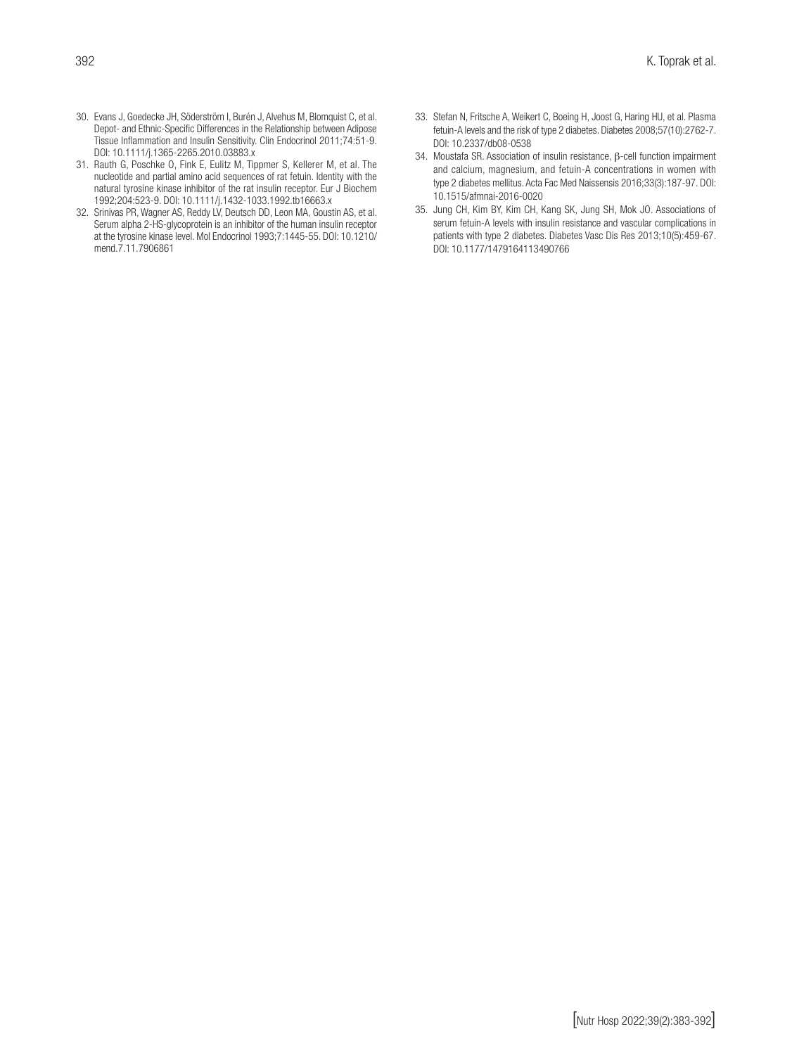30. Evans J, Goedecke JH, Söderström I, Burén J, Alvehus M, Blomquist C, et al. Depot- and Ethnic-Specific Differences in the Relationship between Adipose Tissue Inflammation and Insulin Sensitivity. Clin Endocrinol 2011;74:51-9. DOI: 10.1111/j.1365-2265.2010.03883.x
31. Rauth G, Poschke O, Fink E, Eulitz M, Tippmer S, Kellerer M, et al. The nucleotide and partial amino acid sequences of rat fetuin. Identity with the natural tyrosine kinase inhibitor of the rat insulin receptor. Eur J Biochem 1992;204:523-9. DOI: 10.1111/j.1432-1033.1992.tb16663.x
32. Srinivas PR, Wagner AS, Reddy LV, Deutsch DD, Leon MA, Goustin AS, et al. Serum alpha 2-HS-glycoprotein is an inhibitor of the human insulin receptor at the tyrosine kinase level. Mol Endocrinol 1993;7:1445-55. DOI: 10.1210/mend.7.11.7906861
33. Stefan N, Fritsche A, Weikert C, Boeing H, Joost G, Haring HU, et al. Plasma fetuin-A levels and the risk of type 2 diabetes. Diabetes 2008;57(10):2762-7. DOI: 10.2337/db08-0538
34. Moustafa SR. Association of insulin resistance, β-cell function impairment and calcium, magnesium, and fetuin-A concentrations in women with type 2 diabetes mellitus. Acta Fac Med Naissensis 2016;33(3):187-97. DOI: 10.1515/afmnai-2016-0020
35. Jung CH, Kim BY, Kim CH, Kang SK, Jung SH, Mok JO. Associations of serum fetuin-A levels with insulin resistance and vascular complications in patients with type 2 diabetes. Diabetes Vasc Dis Res 2013;10(5):459-67. DOI: 10.1177/1479164113490766